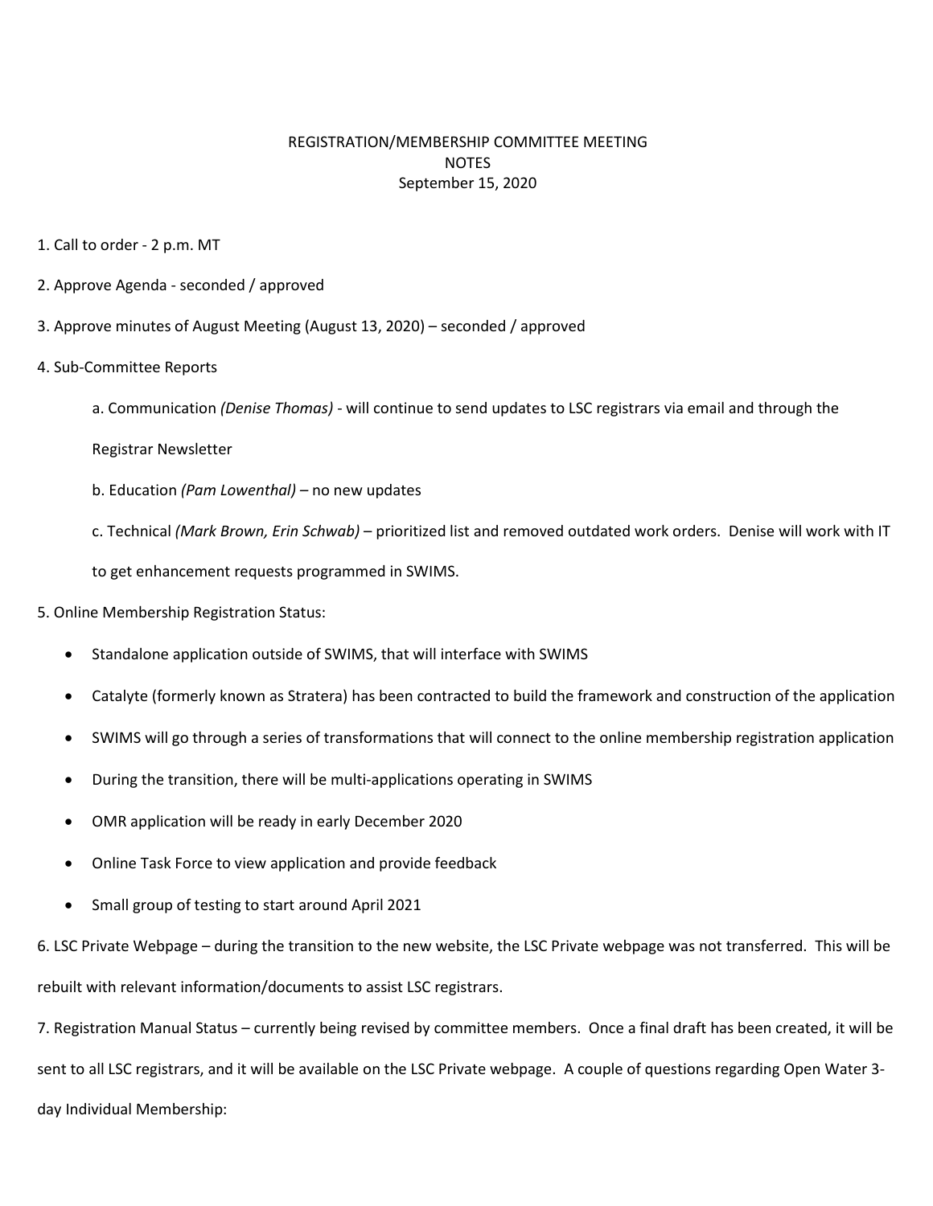REGISTRATION/MEMBERSHIP COMMITTEE MEETING
NOTES
September 15, 2020

1. Call to order - 2 p.m. MT

2. Approve Agenda - seconded / approved

3. Approve minutes of August Meeting (August 13, 2020) – seconded / approved

4. Sub-Committee Reports

   a. Communication *(Denise Thomas)* - will continue to send updates to LSC registrars via email and through the Registrar Newsletter

   b. Education *(Pam Lowenthal)* – no new updates

   c. Technical *(Mark Brown, Erin Schwab)* – prioritized list and removed outdated work orders. Denise will work with IT to get enhancement requests programmed in SWIMS.

5. Online Membership Registration Status:

   - Standalone application outside of SWIMS, that will interface with SWIMS
   - Catalyte (formerly known as Stratera) has been contracted to build the framework and construction of the application
   - SWIMS will go through a series of transformations that will connect to the online membership registration application
   - During the transition, there will be multi-applications operating in SWIMS
   - OMR application will be ready in early December 2020
   - Online Task Force to view application and provide feedback
   - Small group of testing to start around April 2021

6. LSC Private Webpage – during the transition to the new website, the LSC Private webpage was not transferred. This will be rebuilt with relevant information/documents to assist LSC registrars.

7. Registration Manual Status – currently being revised by committee members. Once a final draft has been created, it will be sent to all LSC registrars, and it will be available on the LSC Private webpage. A couple of questions regarding Open Water 3-day Individual Membership: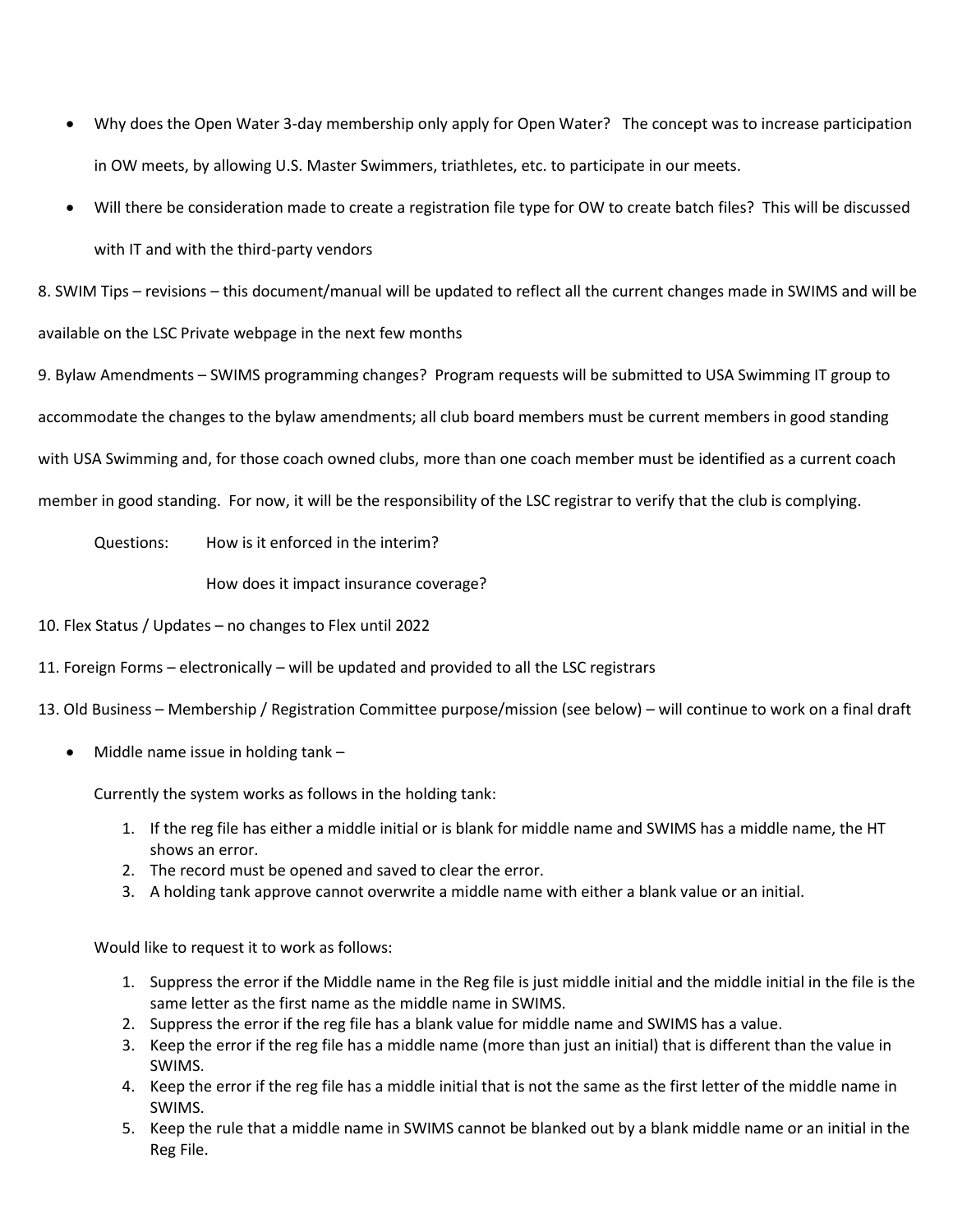- Why does the Open Water 3-day membership only apply for Open Water? The concept was to increase participation in OW meets, by allowing U.S. Master Swimmers, triathletes, etc. to participate in our meets.
- Will there be consideration made to create a registration file type for OW to create batch files? This will be discussed with IT and with the third-party vendors

8. SWIM Tips – revisions – this document/manual will be updated to reflect all the current changes made in SWIMS and will be available on the LSC Private webpage in the next few months

9. Bylaw Amendments – SWIMS programming changes? Program requests will be submitted to USA Swimming IT group to accommodate the changes to the bylaw amendments; all club board members must be current members in good standing with USA Swimming and, for those coach owned clubs, more than one coach member must be identified as a current coach member in good standing. For now, it will be the responsibility of the LSC registrar to verify that the club is complying.

   Questions: How is it enforced in the interim?

   How does it impact insurance coverage?

10. Flex Status / Updates – no changes to Flex until 2022

11. Foreign Forms – electronically – will be updated and provided to all the LSC registrars

13. Old Business – Membership / Registration Committee purpose/mission (see below) – will continue to work on a final draft

- Middle name issue in holding tank –

  Currently the system works as follows in the holding tank:

  1. If the reg file has either a middle initial or is blank for middle name and SWIMS has a middle name, the HT shows an error.
  2. The record must be opened and saved to clear the error.
  3. A holding tank approve cannot overwrite a middle name with either a blank value or an initial.

  Would like to request it to work as follows:

  1. Suppress the error if the Middle name in the Reg file is just middle initial and the middle initial in the file is the same letter as the first name as the middle name in SWIMS.
  2. Suppress the error if the reg file has a blank value for middle name and SWIMS has a value.
  3. Keep the error if the reg file has a middle name (more than just an initial) that is different than the value in SWIMS.
  4. Keep the error if the reg file has a middle initial that is not the same as the first letter of the middle name in SWIMS.
  5. Keep the rule that a middle name in SWIMS cannot be blanked out by a blank middle name or an initial in the Reg File.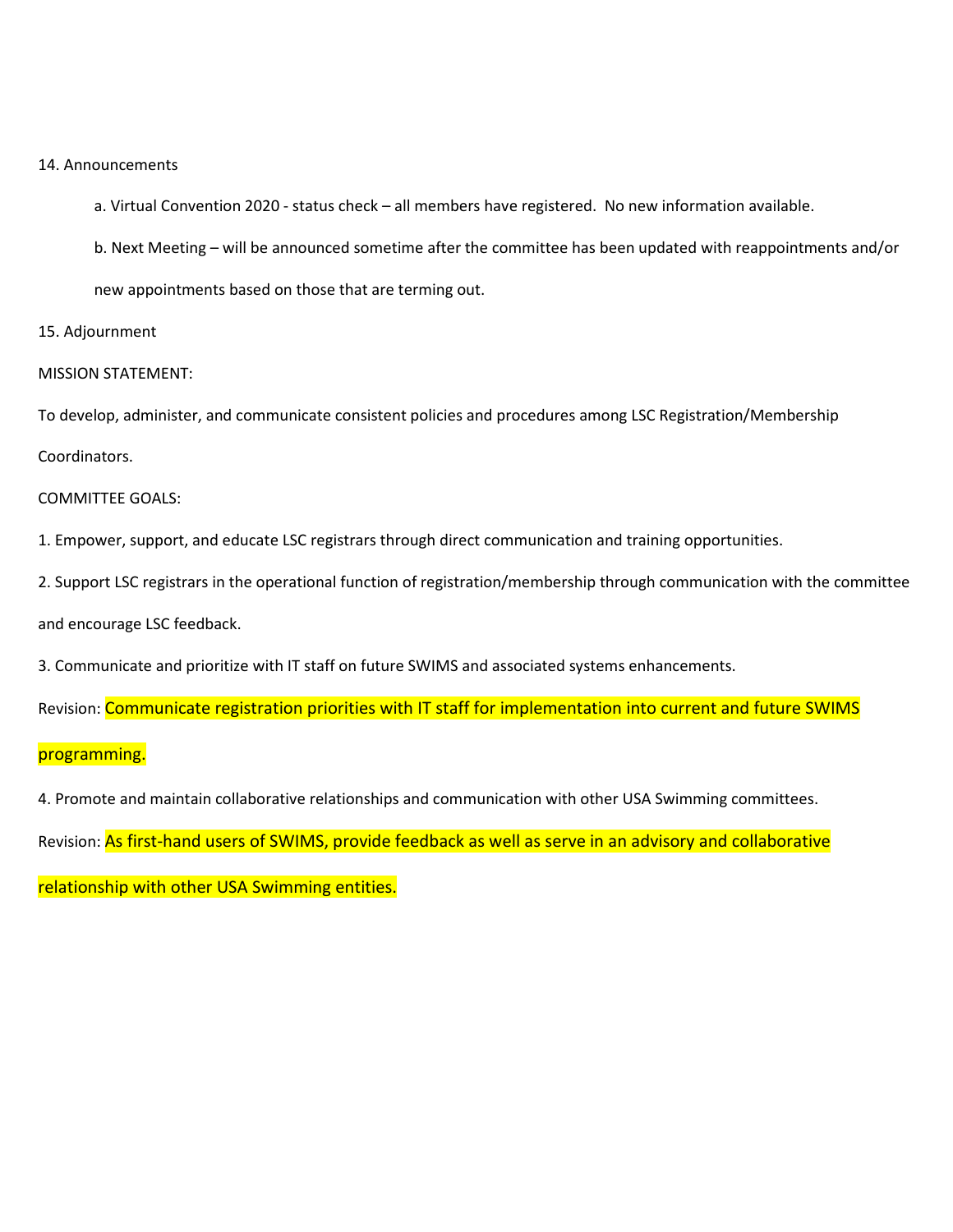14. Announcements

   a. Virtual Convention 2020 - status check – all members have registered. No new information available.

   b. Next Meeting – will be announced sometime after the committee has been updated with reappointments and/or new appointments based on those that are terming out.

15. Adjournment

MISSION STATEMENT:

To develop, administer, and communicate consistent policies and procedures among LSC Registration/Membership Coordinators.

COMMITTEE GOALS:

1. Empower, support, and educate LSC registrars through direct communication and training opportunities.

2. Support LSC registrars in the operational function of registration/membership through communication with the committee and encourage LSC feedback.

3. Communicate and prioritize with IT staff on future SWIMS and associated systems enhancements.

Revision: Communicate registration priorities with IT staff for implementation into current and future SWIMS programming.

4. Promote and maintain collaborative relationships and communication with other USA Swimming committees.

Revision: As first-hand users of SWIMS, provide feedback as well as serve in an advisory and collaborative relationship with other USA Swimming entities.